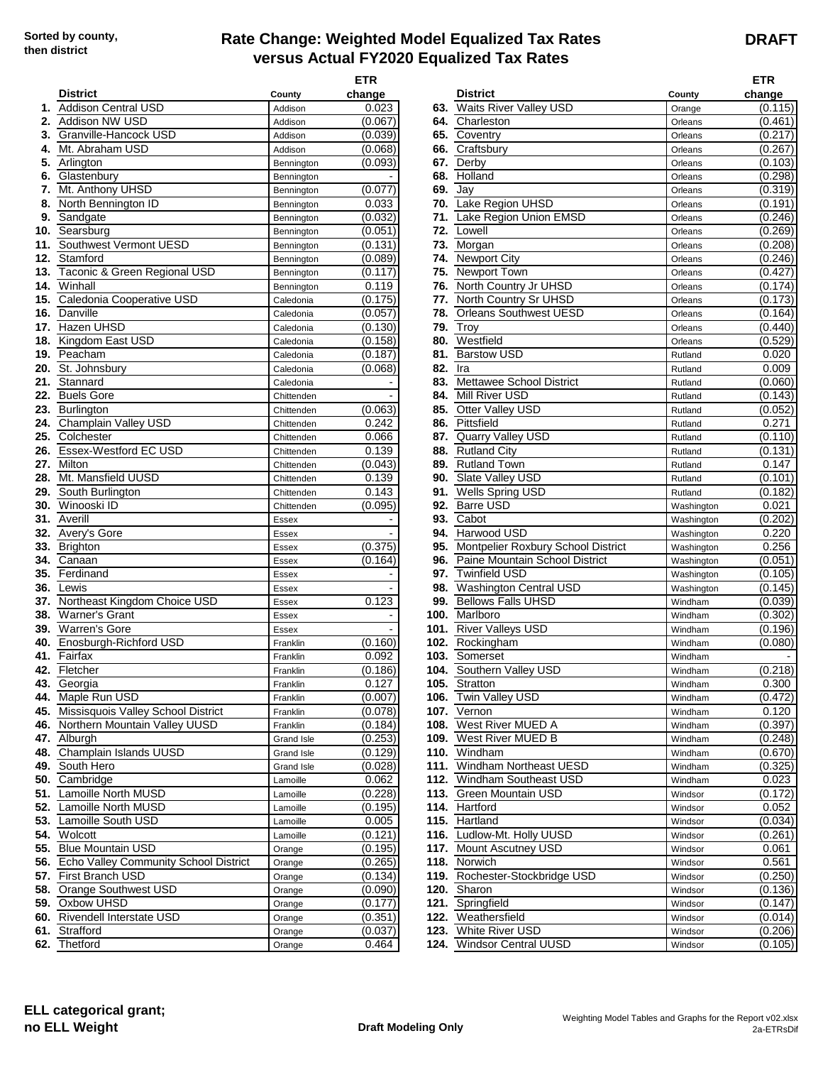Sorted by county, then district

# Rate Change: Weighted Model Equalized Tax Rates versus Actual FY2020 Equalized Tax Rates

**DRAFT**

| | District | County | ETR change |
|---|---|---|---|
| **1.** | Addison Central USD | Addison | 0.023 |
| **2.** | Addison NW USD | Addison | (0.067) |
| **3.** | Granville-Hancock USD | Addison | (0.039) |
| **4.** | Mt. Abraham USD | Addison | (0.068) |
| **5.** | Arlington | Bennington | (0.093) |
| **6.** | Glastenbury | Bennington | - |
| **7.** | Mt. Anthony UHSD | Bennington | (0.077) |
| **8.** | North Bennington ID | Bennington | 0.033 |
| **9.** | Sandgate | Bennington | (0.032) |
| **10.** | Searsburg | Bennington | (0.051) |
| **11.** | Southwest Vermont UESD | Bennington | (0.131) |
| **12.** | Stamford | Bennington | (0.089) |
| **13.** | Taconic & Green Regional USD | Bennington | (0.117) |
| **14.** | Winhall | Bennington | 0.119 |
| **15.** | Caledonia Cooperative USD | Caledonia | (0.175) |
| **16.** | Danville | Caledonia | (0.057) |
| **17.** | Hazen UHSD | Caledonia | (0.130) |
| **18.** | Kingdom East USD | Caledonia | (0.158) |
| **19.** | Peacham | Caledonia | (0.187) |
| **20.** | St. Johnsbury | Caledonia | (0.068) |
| **21.** | Stannard | Caledonia | - |
| **22.** | Buels Gore | Chittenden | - |
| **23.** | Burlington | Chittenden | (0.063) |
| **24.** | Champlain Valley USD | Chittenden | 0.242 |
| **25.** | Colchester | Chittenden | 0.066 |
| **26.** | Essex-Westford EC USD | Chittenden | 0.139 |
| **27.** | Milton | Chittenden | (0.043) |
| **28.** | Mt. Mansfield UUSD | Chittenden | 0.139 |
| **29.** | South Burlington | Chittenden | 0.143 |
| **30.** | Winooski ID | Chittenden | (0.095) |
| **31.** | Averill | Essex | - |
| **32.** | Avery's Gore | Essex | - |
| **33.** | Brighton | Essex | (0.375) |
| **34.** | Canaan | Essex | (0.164) |
| **35.** | Ferdinand | Essex | - |
| **36.** | Lewis | Essex | - |
| **37.** | Northeast Kingdom Choice USD | Essex | 0.123 |
| **38.** | Warner's Grant | Essex | - |
| **39.** | Warren's Gore | Essex | - |
| **40.** | Enosburgh-Richford USD | Franklin | (0.160) |
| **41.** | Fairfax | Franklin | 0.092 |
| **42.** | Fletcher | Franklin | (0.186) |
| **43.** | Georgia | Franklin | 0.127 |
| **44.** | Maple Run USD | Franklin | (0.007) |
| **45.** | Missisquois Valley School District | Franklin | (0.078) |
| **46.** | Northern Mountain Valley UUSD | Franklin | (0.184) |
| **47.** | Alburgh | Grand Isle | (0.253) |
| **48.** | Champlain Islands UUSD | Grand Isle | (0.129) |
| **49.** | South Hero | Grand Isle | (0.028) |
| **50.** | Cambridge | Lamoille | 0.062 |
| **51.** | Lamoille North MUSD | Lamoille | (0.228) |
| **52.** | Lamoille North MUSD | Lamoille | (0.195) |
| **53.** | Lamoille South USD | Lamoille | 0.005 |
| **54.** | Wolcott | Lamoille | (0.121) |
| **55.** | Blue Mountain USD | Orange | (0.195) |
| **56.** | Echo Valley Community School District | Orange | (0.265) |
| **57.** | First Branch USD | Orange | (0.134) |
| **58.** | Orange Southwest USD | Orange | (0.090) |
| **59.** | Oxbow UHSD | Orange | (0.177) |
| **60.** | Rivendell Interstate USD | Orange | (0.351) |
| **61.** | Strafford | Orange | (0.037) |
| **62.** | Thetford | Orange | 0.464 |
| **63.** | Waits River Valley USD | Orange | (0.115) |
| **64.** | Charleston | Orleans | (0.461) |
| **65.** | Coventry | Orleans | (0.217) |
| **66.** | Craftsbury | Orleans | (0.267) |
| **67.** | Derby | Orleans | (0.103) |
| **68.** | Holland | Orleans | (0.298) |
| **69.** | Jay | Orleans | (0.319) |
| **70.** | Lake Region UHSD | Orleans | (0.191) |
| **71.** | Lake Region Union EMSD | Orleans | (0.246) |
| **72.** | Lowell | Orleans | (0.269) |
| **73.** | Morgan | Orleans | (0.208) |
| **74.** | Newport City | Orleans | (0.246) |
| **75.** | Newport Town | Orleans | (0.427) |
| **76.** | North Country Jr UHSD | Orleans | (0.174) |
| **77.** | North Country Sr UHSD | Orleans | (0.173) |
| **78.** | Orleans Southwest UESD | Orleans | (0.164) |
| **79.** | Troy | Orleans | (0.440) |
| **80.** | Westfield | Orleans | (0.529) |
| **81.** | Barstow USD | Rutland | 0.020 |
| **82.** | Ira | Rutland | 0.009 |
| **83.** | Mettawee School District | Rutland | (0.060) |
| **84.** | Mill River USD | Rutland | (0.143) |
| **85.** | Otter Valley USD | Rutland | (0.052) |
| **86.** | Pittsfield | Rutland | 0.271 |
| **87.** | Quarry Valley USD | Rutland | (0.110) |
| **88.** | Rutland City | Rutland | (0.131) |
| **89.** | Rutland Town | Rutland | 0.147 |
| **90.** | Slate Valley USD | Rutland | (0.101) |
| **91.** | Wells Spring USD | Rutland | (0.182) |
| **92.** | Barre USD | Washington | 0.021 |
| **93.** | Cabot | Washington | (0.202) |
| **94.** | Harwood USD | Washington | 0.220 |
| **95.** | Montpelier Roxbury School District | Washington | 0.256 |
| **96.** | Paine Mountain School District | Washington | (0.051) |
| **97.** | Twinfield USD | Washington | (0.105) |
| **98.** | Washington Central USD | Washington | (0.145) |
| **99.** | Bellows Falls UHSD | Windham | (0.039) |
| **100.** | Marlboro | Windham | (0.302) |
| **101.** | River Valleys USD | Windham | (0.196) |
| **102.** | Rockingham | Windham | (0.080) |
| **103.** | Somerset | Windham | - |
| **104.** | Southern Valley USD | Windham | (0.218) |
| **105.** | Stratton | Windham | 0.300 |
| **106.** | Twin Valley USD | Windham | (0.472) |
| **107.** | Vernon | Windham | 0.120 |
| **108.** | West River MUED A | Windham | (0.397) |
| **109.** | West River MUED B | Windham | (0.248) |
| **110.** | Windham | Windham | (0.670) |
| **111.** | Windham Northeast UESD | Windham | (0.325) |
| **112.** | Windham Southeast USD | Windham | 0.023 |
| **113.** | Green Mountain USD | Windsor | (0.172) |
| **114.** | Hartford | Windsor | 0.052 |
| **115.** | Hartland | Windsor | (0.034) |
| **116.** | Ludlow-Mt. Holly UUSD | Windsor | (0.261) |
| **117.** | Mount Ascutney USD | Windsor | 0.061 |
| **118.** | Norwich | Windsor | 0.561 |
| **119.** | Rochester-Stockbridge USD | Windsor | (0.250) |
| **120.** | Sharon | Windsor | (0.136) |
| **121.** | Springfield | Windsor | (0.147) |
| **122.** | Weathersfield | Windsor | (0.014) |
| **123.** | White River USD | Windsor | (0.206) |
| **124.** | Windsor Central UUSD | Windsor | (0.105) |

**ELL categorical grant; no ELL Weight**

**Draft Modeling Only**

Weighting Model Tables and Graphs for the Report v02.xlsx
2a-ETRsDif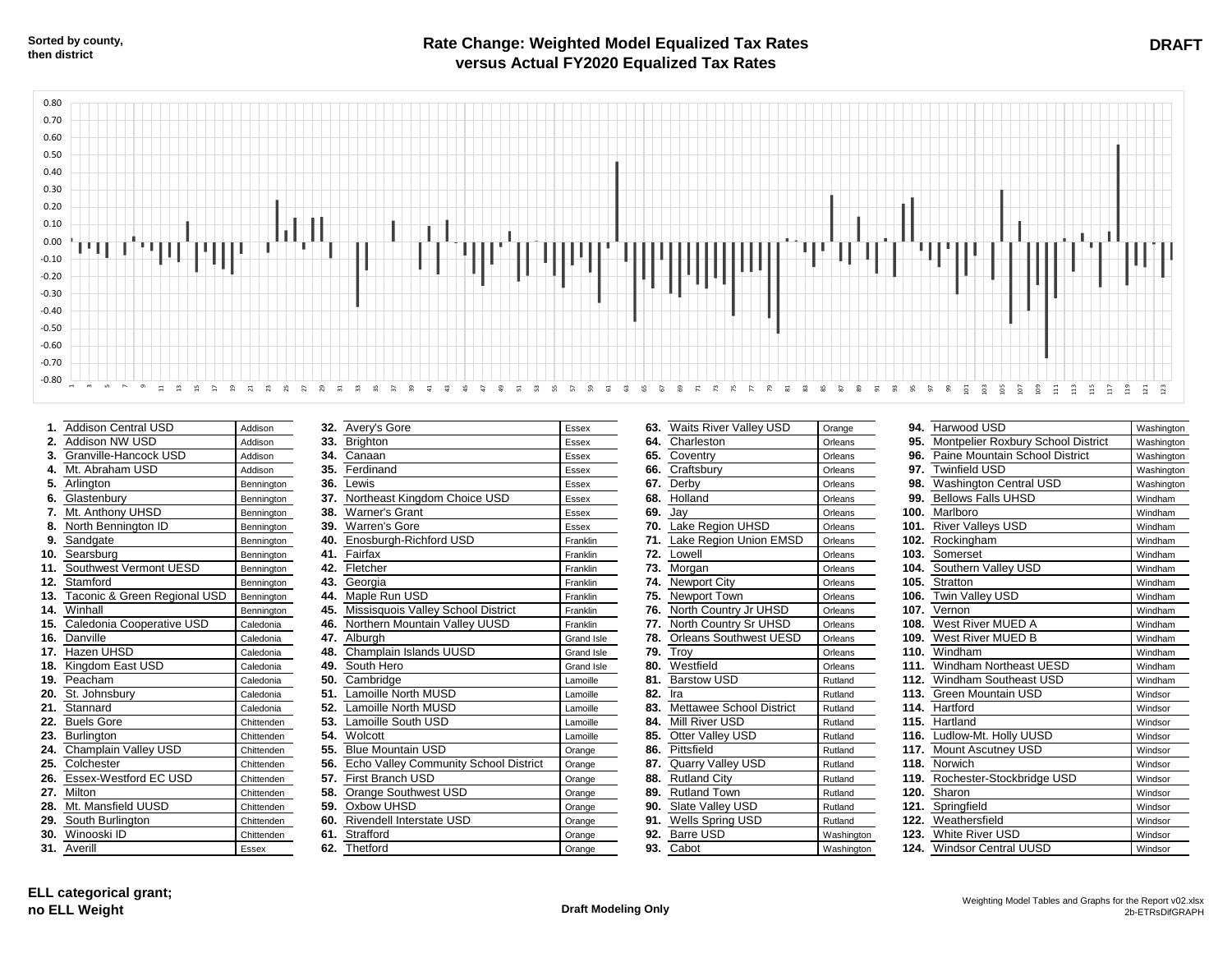Sorted by county, then district

# Rate Change: Weighted Model Equalized Tax Rates versus Actual FY2020 Equalized Tax Rates

**DRAFT**

| # | District | County |
|---|---|---|
| 1. | Addison Central USD | Addison |
| 2. | Addison NW USD | Addison |
| 3. | Granville-Hancock USD | Addison |
| 4. | Mt. Abraham USD | Addison |
| 5. | Arlington | Bennington |
| 6. | Glastenbury | Bennington |
| 7. | Mt. Anthony UHSD | Bennington |
| 8. | North Bennington ID | Bennington |
| 9. | Sandgate | Bennington |
| 10. | Searsburg | Bennington |
| 11. | Southwest Vermont UESD | Bennington |
| 12. | Stamford | Bennington |
| 13. | Taconic & Green Regional USD | Bennington |
| 14. | Winhall | Bennington |
| 15. | Caledonia Cooperative USD | Caledonia |
| 16. | Danville | Caledonia |
| 17. | Hazen UHSD | Caledonia |
| 18. | Kingdom East USD | Caledonia |
| 19. | Peacham | Caledonia |
| 20. | St. Johnsbury | Caledonia |
| 21. | Stannard | Caledonia |
| 22. | Buels Gore | Chittenden |
| 23. | Burlington | Chittenden |
| 24. | Champlain Valley USD | Chittenden |
| 25. | Colchester | Chittenden |
| 26. | Essex-Westford EC USD | Chittenden |
| 27. | Milton | Chittenden |
| 28. | Mt. Mansfield UUSD | Chittenden |
| 29. | South Burlington | Chittenden |
| 30. | Winooski ID | Chittenden |
| 31. | Averill | Essex |
| 32. | Avery's Gore | Essex |
| 33. | Brighton | Essex |
| 34. | Canaan | Essex |
| 35. | Ferdinand | Essex |
| 36. | Lewis | Essex |
| 37. | Northeast Kingdom Choice USD | Essex |
| 38. | Warner's Grant | Essex |
| 39. | Warren's Gore | Essex |
| 40. | Enosburgh-Richford USD | Franklin |
| 41. | Fairfax | Franklin |
| 42. | Fletcher | Franklin |
| 43. | Georgia | Franklin |
| 44. | Maple Run USD | Franklin |
| 45. | Missisquois Valley School District | Franklin |
| 46. | Northern Mountain Valley UUSD | Franklin |
| 47. | Alburgh | Grand Isle |
| 48. | Champlain Islands UUSD | Grand Isle |
| 49. | South Hero | Grand Isle |
| 50. | Cambridge | Lamoille |
| 51. | Lamoille North MUSD | Lamoille |
| 52. | Lamoille North MUSD | Lamoille |
| 53. | Lamoille South USD | Lamoille |
| 54. | Wolcott | Lamoille |
| 55. | Blue Mountain USD | Orange |
| 56. | Echo Valley Community School District | Orange |
| 57. | First Branch USD | Orange |
| 58. | Orange Southwest USD | Orange |
| 59. | Oxbow UHSD | Orange |
| 60. | Rivendell Interstate USD | Orange |
| 61. | Strafford | Orange |
| 62. | Thetford | Orange |
| 63. | Waits River Valley USD | Orange |
| 64. | Charleston | Orleans |
| 65. | Coventry | Orleans |
| 66. | Craftsbury | Orleans |
| 67. | Derby | Orleans |
| 68. | Holland | Orleans |
| 69. | Jay | Orleans |
| 70. | Lake Region UHSD | Orleans |
| 71. | Lake Region Union EMSD | Orleans |
| 72. | Lowell | Orleans |
| 73. | Morgan | Orleans |
| 74. | Newport City | Orleans |
| 75. | Newport Town | Orleans |
| 76. | North Country Jr UHSD | Orleans |
| 77. | North Country Sr UHSD | Orleans |
| 78. | Orleans Southwest UESD | Orleans |
| 79. | Troy | Orleans |
| 80. | Westfield | Orleans |
| 81. | Barstow USD | Rutland |
| 82. | Ira | Rutland |
| 83. | Mettawee School District | Rutland |
| 84. | Mill River USD | Rutland |
| 85. | Otter Valley USD | Rutland |
| 86. | Pittsfield | Rutland |
| 87. | Quarry Valley USD | Rutland |
| 88. | Rutland City | Rutland |
| 89. | Rutland Town | Rutland |
| 90. | Slate Valley USD | Rutland |
| 91. | Wells Spring USD | Rutland |
| 92. | Barre USD | Washington |
| 93. | Cabot | Washington |
| 94. | Harwood USD | Washington |
| 95. | Montpelier Roxbury School District | Washington |
| 96. | Paine Mountain School District | Washington |
| 97. | Twinfield USD | Washington |
| 98. | Washington Central USD | Washington |
| 99. | Bellows Falls UHSD | Windham |
| 100. | Marlboro | Windham |
| 101. | River Valleys USD | Windham |
| 102. | Rockingham | Windham |
| 103. | Somerset | Windham |
| 104. | Southern Valley USD | Windham |
| 105. | Stratton | Windham |
| 106. | Twin Valley USD | Windham |
| 107. | Vernon | Windham |
| 108. | West River MUED A | Windham |
| 109. | West River MUED B | Windham |
| 110. | Windham | Windham |
| 111. | Windham Northeast UESD | Windham |
| 112. | Windham Southeast USD | Windham |
| 113. | Green Mountain USD | Windsor |
| 114. | Hartford | Windsor |
| 115. | Hartland | Windsor |
| 116. | Ludlow-Mt. Holly UUSD | Windsor |
| 117. | Mount Ascutney USD | Windsor |
| 118. | Norwich | Windsor |
| 119. | Rochester-Stockbridge USD | Windsor |
| 120. | Sharon | Windsor |
| 121. | Springfield | Windsor |
| 122. | Weathersfield | Windsor |
| 123. | White River USD | Windsor |
| 124. | Windsor Central UUSD | Windsor |

**ELL categorical grant; no ELL Weight**

Draft Modeling Only

Weighting Model Tables and Graphs for the Report v02.xlsx
2b-ETRsDifGRAPH